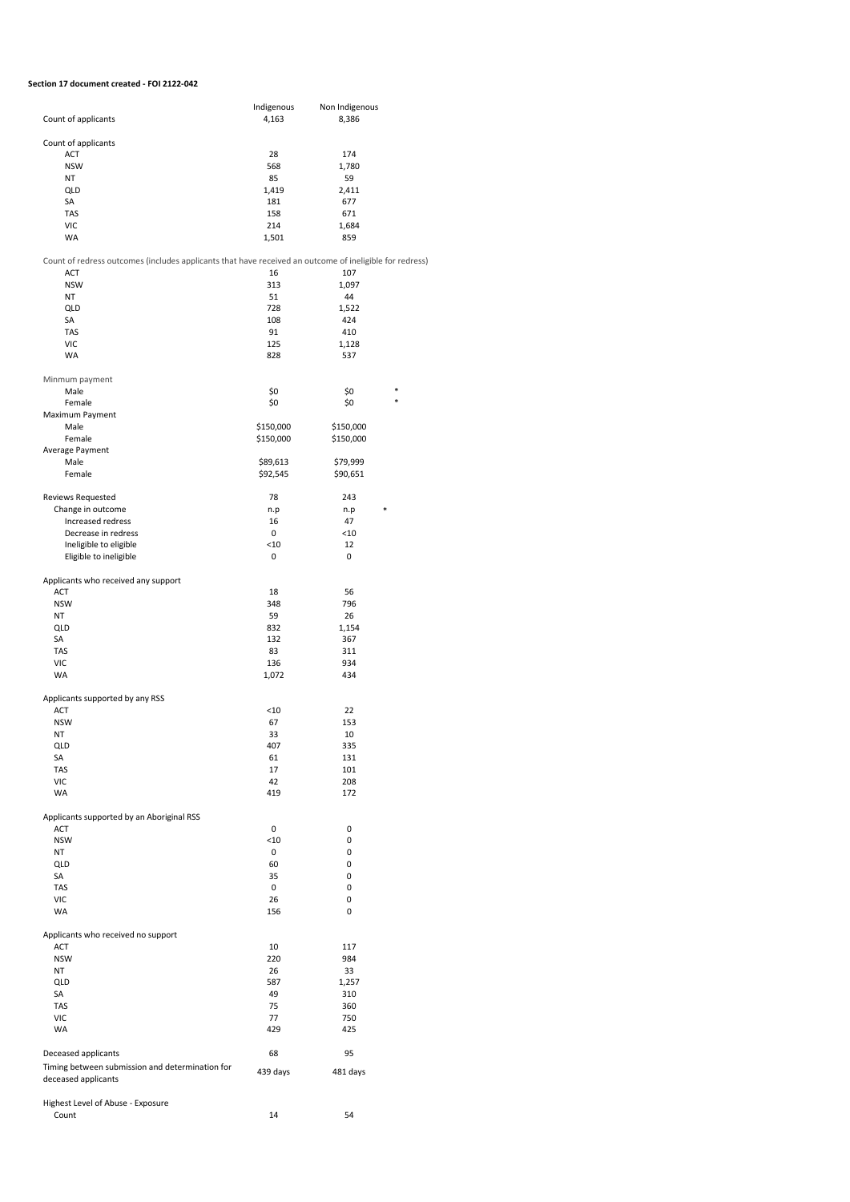**Section 17 document created - FOI 2122-042**

| | Indigenous | Non Indigenous | |
|---|---|---|---|
| Count of applicants | 4,163 | 8,386 | |
| | | | |
| **Count of applicants** | | | |
| ACT | 28 | 174 | |
| NSW | 568 | 1,780 | |
| NT | 85 | 59 | |
| QLD | 1,419 | 2,411 | |
| SA | 181 | 677 | |
| TAS | 158 | 671 | |
| VIC | 214 | 1,684 | |
| WA | 1,501 | 859 | |
| | | | |
| **Count of redress outcomes (includes applicants that have received an outcome of ineligible for redress)** | | | |
| ACT | 16 | 107 | |
| NSW | 313 | 1,097 | |
| NT | 51 | 44 | |
| QLD | 728 | 1,522 | |
| SA | 108 | 424 | |
| TAS | 91 | 410 | |
| VIC | 125 | 1,128 | |
| WA | 828 | 537 | |
| | | | |
| **Minmum payment** | | | |
| Male | $0 | $0 | * |
| Female | $0 | $0 | * |
| **Maximum Payment** | | | |
| Male | $150,000 | $150,000 | |
| Female | $150,000 | $150,000 | |
| **Average Payment** | | | |
| Male | $89,613 | $79,999 | |
| Female | $92,545 | $90,651 | |
| | | | |
| **Reviews Requested** | 78 | 243 | |
| Change in outcome | n.p | n.p | * |
| Increased redress | 16 | 47 | |
| Decrease in redress | 0 | <10 | |
| Ineligible to eligible | <10 | 12 | |
| Eligible to ineligible | 0 | 0 | |
| | | | |
| **Applicants who received any support** | | | |
| ACT | 18 | 56 | |
| NSW | 348 | 796 | |
| NT | 59 | 26 | |
| QLD | 832 | 1,154 | |
| SA | 132 | 367 | |
| TAS | 83 | 311 | |
| VIC | 136 | 934 | |
| WA | 1,072 | 434 | |
| | | | |
| **Applicants supported by any RSS** | | | |
| ACT | <10 | 22 | |
| NSW | 67 | 153 | |
| NT | 33 | 10 | |
| QLD | 407 | 335 | |
| SA | 61 | 131 | |
| TAS | 17 | 101 | |
| VIC | 42 | 208 | |
| WA | 419 | 172 | |
| | | | |
| **Applicants supported by an Aboriginal RSS** | | | |
| ACT | 0 | 0 | |
| NSW | <10 | 0 | |
| NT | 0 | 0 | |
| QLD | 60 | 0 | |
| SA | 35 | 0 | |
| TAS | 0 | 0 | |
| VIC | 26 | 0 | |
| WA | 156 | 0 | |
| | | | |
| **Applicants who received no support** | | | |
| ACT | 10 | 117 | |
| NSW | 220 | 984 | |
| NT | 26 | 33 | |
| QLD | 587 | 1,257 | |
| SA | 49 | 310 | |
| TAS | 75 | 360 | |
| VIC | 77 | 750 | |
| WA | 429 | 425 | |
| | | | |
| **Deceased applicants** | 68 | 95 | |
| **Timing between submission and determination for deceased applicants** | 439 days | 481 days | |
| | | | |
| **Highest Level of Abuse - Exposure** | | | |
| Count | 14 | 54 | |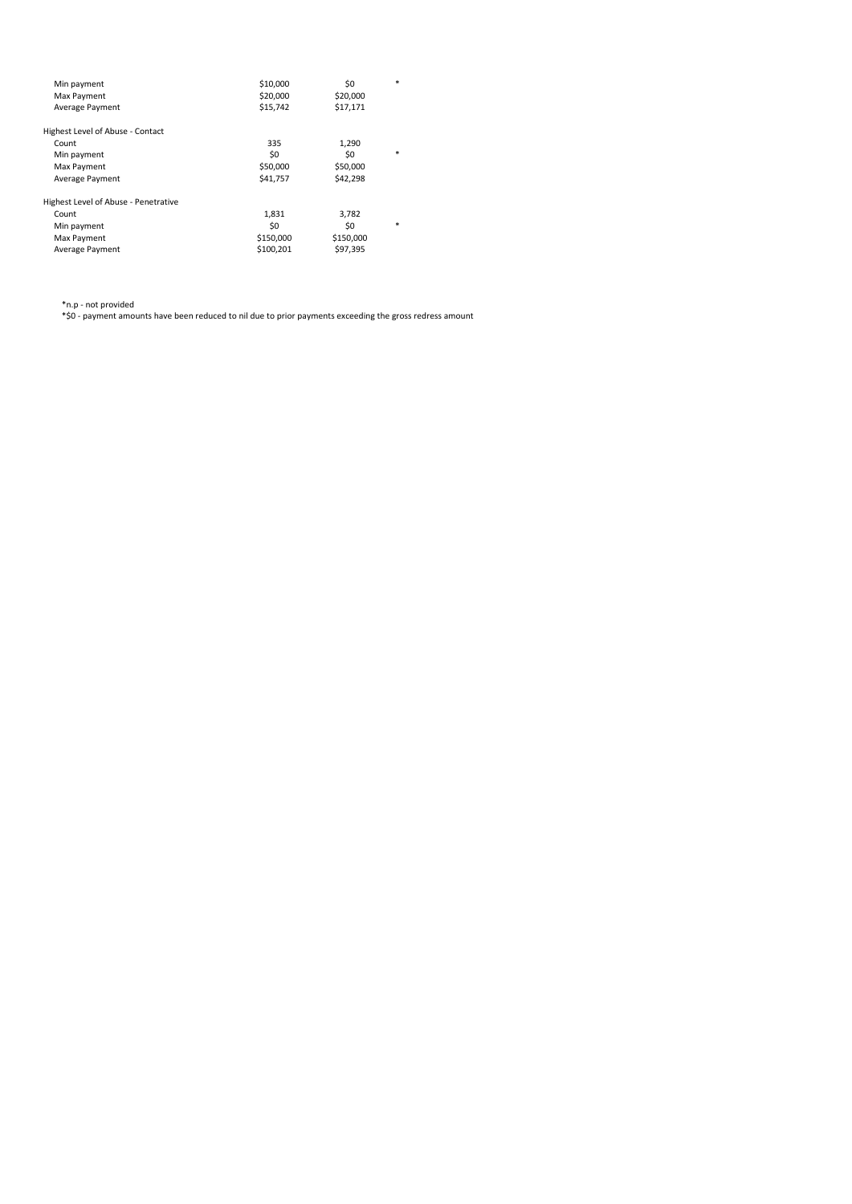| | | | |
|---|---|---|---|
| Min payment | \$10,000 | \$0 | * |
| Max Payment | \$20,000 | \$20,000 | |
| Average Payment | \$15,742 | \$17,171 | |
| | | | |
| Highest Level of Abuse - Contact | | | |
| Count | 335 | 1,290 | |
| Min payment | \$0 | \$0 | * |
| Max Payment | \$50,000 | \$50,000 | |
| Average Payment | \$41,757 | \$42,298 | |
| | | | |
| Highest Level of Abuse - Penetrative | | | |
| Count | 1,831 | 3,782 | |
| Min payment | \$0 | \$0 | * |
| Max Payment | \$150,000 | \$150,000 | |
| Average Payment | \$100,201 | \$97,395 | |

*n.p - not provided

*\$0 - payment amounts have been reduced to nil due to prior payments exceeding the gross redress amount